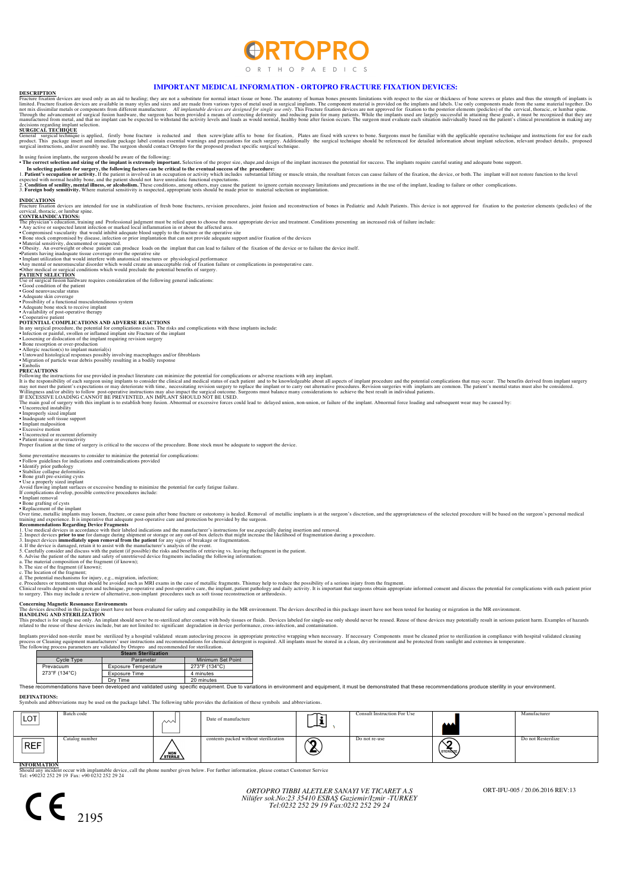# ORTOPRO

ORTHOPAEDICS

## IMPORTANT MEDICAL INFORMATION - ORTOPRO FRACTURE FIXATION DEVICES:

**DESCRIPTION**

Fracture fixation devices are used only as an aid to healing; they are not a substitute for normal intact tissue or bone. The anatomy of human bones presents limitations with respect to the size or thickness of bone screws or plates and thus the strength of implants is limited. Fracture fixation devices are available in many styles and sizes and are made from various types of metal used in surgical implants. The component material is provided on the implants and labels. Use only components made from the same material together. Do not mix dissimilar metals or components from different manufacturer. *All implantable devices are designed for single use only*. This Fracture fixation devices are not approved for fixation to the posterior elements (pedicles) of the cervical, thoracic, or lumbar spine. Through the advancement of surgical fusion hardware, the surgeon has been provided a means of correcting deformity and reducing pain for many patients. While the implants used are largely successful in attaining these goals, it must be recognized that they are manufactured from metal, and that no implant can be expected to withstand the activity levels and loads as would normal, healthy bone after fusion occurs. The surgeon must evaluate each situation individually based on the patient's clinical presentation in making any decisions regarding implant selection.

**SURGICAL TECHIQUE**

General surgical technique is applied, firstly bone fracture is reducted and then screw/plate affix to bone for fixation, Plates are fixed with screws to bone. Surgeons must be familiar with the applicable operative technique and instructions for use for each product. This package insert and immediate package label contain essential warnings and precautions for each surgery. Additionally the surgical technique should be referenced for detailed information about implant selection, relevant product details, proposed surgical instructions, and/or assembly use. The surgeon should contact Ortopro for the proposed product specific surgical technique.

In using fusion implants, the surgeon should be aware of the following:

• **The correct selection and sizing of the implant is extremely important.** Selection of the proper size, shape,and design of the implant increases the potential for success. The implants require careful seating and adequate bone support.

**In selecting patients for surgery, the following factors can be critical to the eventual success of the procedure:**

1. **Patient's occupation or activity.** If the patient is involved in an occupation or activity which includes substantial lifting or muscle strain, the resultant forces can cause failure of the fixation, the device, or both. The implant will not restore function to the level expected with normal healthy bone, and the patient should not have unrealistic functional expectations.
2. **Condition of senility, mental illness, or alcoholism.** These conditions, among others, may cause the patient to ignore certain necessary limitations and precautions in the use of the implant, leading to failure or other complications.
3. **Foreign body sensitivity.** Where material sensitivity is suspected, appropriate tests should be made prior to material selection or implantation.

**INDICATIONS**

Fracture fixation devices are intended for use in stabilization of fresh bone fractures, revision procedures, joint fusion and reconstruction of bones in Pediatric and Adult Patients. This device is not approved for fixation to the posterior elements (pedicles) of the cervical, thoracic, or lumbar spine.

**CONTRAINDICATIONS:**

The physician's education, training and Professional judgment must be relied upon to choose the most appropriate device and treatment. Conditions presenting an increased risk of failure include:

- Any active or suspected latent infection or marked local inflammation in or about the affected area.
- Compromised vascularity that would inhibit adequate blood supply to the fracture or the operative site
- Bone stock compromised by disease, infection or prior implantation that can not provide adequate support and/or fixation of the devices
- Material sensitivity, documented or suspected.
- Obesity. An overweight or obese patient can produce loads on the implant that can lead to failure of the fixation of the device or to failure the device itself.
- Patients having inadequate tissue coverage over the operative site
- Implant utilization that would interfere with anatomical structures or physiological performance
- Any mental or neuromuscular disorder which would create an unacceptable risk of fixation failure or complications in postoperative care.
- Other medical or surgical conditions which would preclude the potential benefits of surgery.

**PATIENT SELECTION**

Use of surgical fusion hardware requires consideration of the following general indications:

- Good condition of the patient
- Good neurovascular status
- Adequate skin coverage
- Possibility of a functional musculotendinous system
- Adequate bone stock to receive implant
- Availability of post-operative therapy
- Cooperative patient

**POTENTIAL COMPLICATIONS AND ADVERSE REACTIONS**

In any surgical procedure, the potential for complications exists. The risks and complications with these implants include:

- Infection or painful, swollen or inflamed implant site Fracture of the implant
- Loosening or dislocation of the implant requiring revision surgery
- Bone resorption or over-production
- Allergic reaction(s) to implant material(s)
- Untoward histological responses possibly involving macrophages and/or fibroblasts
- Migration of particle wear debris possibly resulting in a bodily response
- Embolis

**PRECAUTIONS**

Following the instructions for use provided in product literature can minimize the potential for complications or adverse reactions with any implant.

It is the responsibility of each surgeon using implants to consider the clinical and medical status of each patient and to be knowledgeable about all aspects of implant procedure and the potential complications that may occur. The benefits derived from implant surgery may not meet the patient's expectations or may deteriorate with time, necessitating revision surgery to replace the implant or to carry out alternative procedures. Revision surgeries with implants are common. The patient's mental status must also be considered. Willingness and/or ability to follow post-operative instructions may also impact the surgical outcome. Surgeons must balance many considerations to achieve the best result in individual patients.

IF EXCESSIVE LOADING CANNOT BE PREVENTED, AN IMPLANT SHOULD NOT BE USED.

The main goal of surgery with this implant is to establish bony fusion. Abnormal or excessive forces could lead to delayed union, non-union, or failure of the implant. Abnormal force loading and subsequent wear may be caused by:

- Uncorrected instability
- Improperly sized implant
- Inadequate soft tissue support
- Implant malposition
- Excessive motion
- Uncorrected or recurrent deformity
- Patient misuse or overactivity

Proper fixation at the time of surgery is critical to the success of the procedure. Bone stock must be adequate to support the device.

Some preventative measures to consider to minimize the potential for complications:

- Follow guidelines for indications and contraindications provided
- Identify prior pathology
- Stabilize collapse deformities
- Bone graft pre-existing cysts
- Use a properly sized implant

Avoid flawing implant surfaces or excessive bending to minimize the potential for early fatigue failure.

If complications develop, possible corrective procedures include:

- Implant removal
- Bone grafting of cysts
- Replacement of the implant

Over time, metallic implants may loosen, fracture, or cause pain after bone fracture or osteotomy is healed. Removal of metallic implants is at the surgeon's discretion, and the appropriateness of the selected procedure will be based on the surgeon's personal medical training and experience. It is imperative that adequate post-operative care and protection be provided by the surgeon.

**Recommendations Regarding Device Fragments**

1. Use medical devices in accordance with their labeled indications and the manufacturer's instructions for use,especially during insertion and removal.
2. Inspect devices **prior to use** for damage during shipment or storage or any out-of-box defects that might increase the likelihood of fragmentation during a procedure.
3. Inspect devices **immediately upon removal from the patient** for any signs of breakage or fragmentation.
4. If the device is damaged, retain it to assist with the manufacturer's analysis of the event.
5. Carefully consider and discuss with the patient (if possible) the risks and benefits of retrieving vs. leaving thefragment in the patient.
6. Advise the patient of the nature and safety of unretrieved device fragments including the following information:

a. The material composition of the fragment (if known);
b. The size of the fragment (if known);
c. The location of the fragment;
d. The potential mechanisms for injury, e.g., migration, infection;
e. Procedures or treatments that should be avoided such as MRI exams in the case of metallic fragments. Thismay help to reduce the possibility of a serious injury from the fragment.

Clinical results depend on surgeon and technique, pre-operative and post-operative care, the implant, patient pathology and daily activity. It is important that surgeons obtain appropriate informed consent and discuss the potential for complications with each patient prior to surgery. This may include a review of alternative, non-implant procedures such as soft tissue reconstruction or arthrodesis.

**Concerning Magnetic Resonance Environments**

The devices described in this package insert have not been evaluated for safety and compatibility in the MR environment. The devices described in this package insert have not been tested for heating or migration in the MR environment.

**HANDLING AND STERILIZATION**

This product is for single use only. An implant should never be re-sterilized after contact with body tissues or fluids. Devices labeled for single-use only should never be reused. Reuse of these devices may potentially result in serious patient harm. Examples of hazards related to the reuse of these devices include, but are not limited to: significant degradation in device performance, cross-infection, and contamination.

Implants provided non-sterile must be sterilized by a hospital validated steam autoclaving process in appropriate protective wrapping when necessary. If necessary Components must be cleaned prior to sterilization in compliance with hospital validated cleaning process or Cleaning equipment manufacturers' user instructions and recommendations for chemical detergent is required. All implants must be stored in a clean, dry environment and be protected from sunlight and extremes in temperature.

The following process parameters are validated by Ortopro and recommended for sterilization.

| Steam Sterilization | | |
|---|---|---|
| Cycle Type | Parameter | Minimum Set Point |
| Prevacuum 273°F (134°C) | Exposure Temperature | 273°F (134°C) |
| | Exposure Time | 4 minutes |
| | Dry Time | 20 minutes |

These recommendations have been developed and validated using specific equipment. Due to variations in environment and equipment, it must be demonstrated that these recommendations produce sterility in your environment.

**DEFINATIONS:**

Symbols and abbreviations may be used on the package label. The following table provides the definition of these symbols and abbreviations.

| Symbol | Definition | Symbol | Definition | Symbol | Definition | Symbol | Definition |
|---|---|---|---|---|---|---|---|
| LOT | Batch code | (date of manufacture symbol) | Date of manufacture | (i) | Consult Instruction For Use | (manufacturer symbol) | Manufacturer |
| REF | Catalog number | NON STERILE | contents packed without sterilization | (2) | Do not re-use | STERILIZE (crossed) | Do not Resterilize |

**INFORMATION**

Should any incident occur with implantable device, call the phone number given below. For further information, please contact Customer Service

Tel: +90232 252 29 19 Fax: +90 0232 252 29 24

CE 2195

*ORTOPRO TIBBI ALETLER SANAYI VE TICARET A.S*
*Nilüfer sok.No:23 35410 ESBAŞ Gaziemir/Izmir -TURKEY*
*Tel:0232 252 29 19 Fax:0232 252 29 24*

ORT-IFU-005 / 20.06.2016 REV:13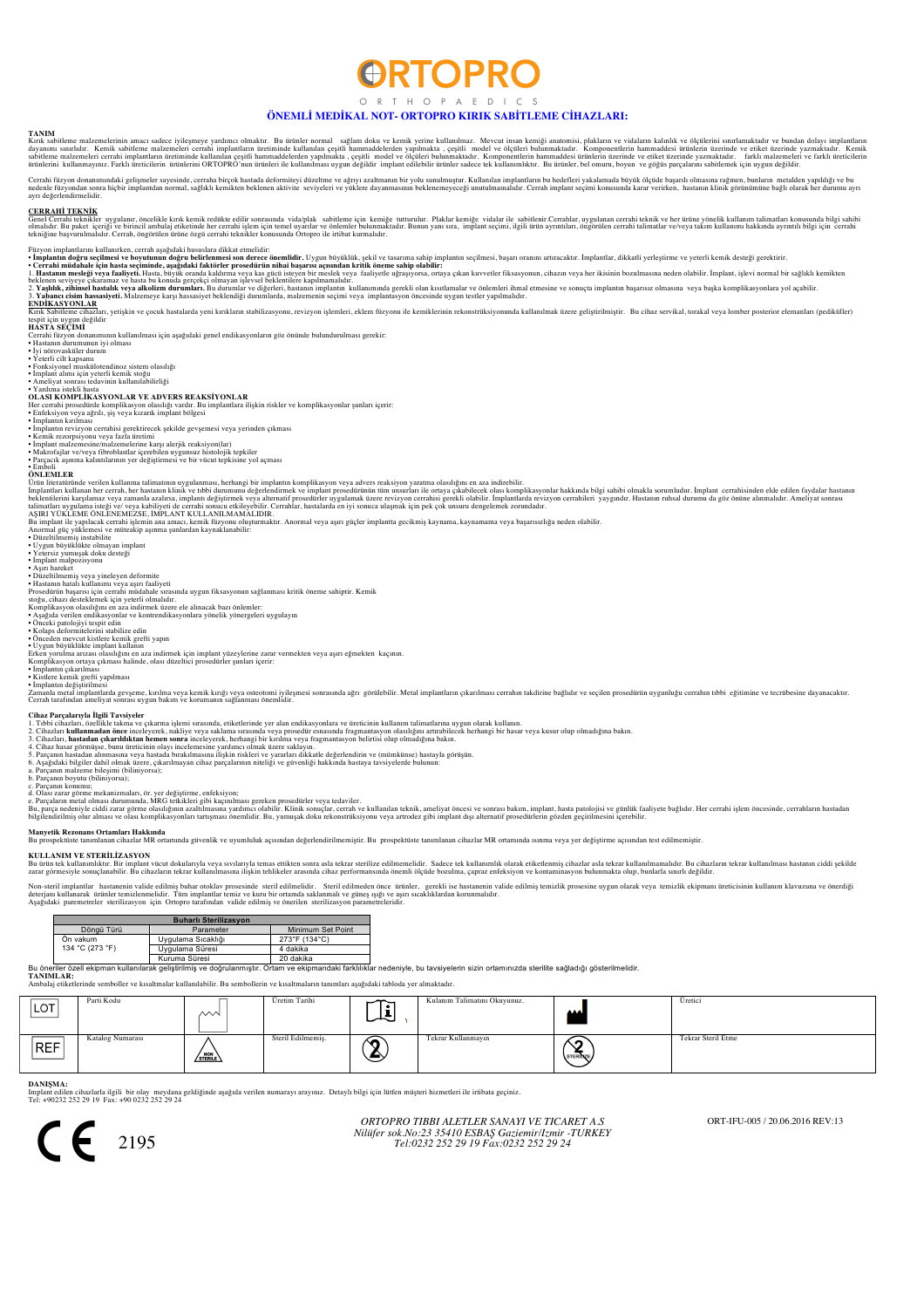# ORTOPRO

ORTHOPAEDICS

## ÖNEMLİ MEDİKAL NOT- ORTOPRO KIRIK SABİTLEME CİHAZLARI:

**TANIM**

Kırık sabitleme malzemelerinin amacı sadece iyileşmeye yardımcı olmaktır. Bu ürünler normal sağlam doku ve kemik yerine kullanılmaz. Mevcut insan kemiği anatomisi, plakların ve vidaların kalınlık ve ölçülerini sınırlamaktadır ve bundan dolayı implantların dayanımı sınırlıdır. Kemik sabitleme malzemeleri cerrahi implantların üretiminde kullanılan çeşitli hammaddelerden yapılmakta , çeşitli model ve ölçüleri bulunmaktadır. Komponentlerin hammaddesi ürünlerin üzerinde ve etiket üzerinde yazmaktadır. Kemik sabitleme malzemeleri cerrahi implantların üretiminde kullanılan çeşitli hammaddelerden yapılmakta , çeşitli model ve ölçüleri bulunmaktadır. Komponentlerin hammaddesi ürünlerin üzerinde ve etiket üzerinde yazmaktadır. farklı malzemeleri ve farklı üreticilerin ürünlerini kullanmayınız. Farklı üreticilerin ürünlerini ORTOPRO'nun ürünleri ile kullanılması uygun değildir implant edilebilir ürünler sadece tek kullanımlıktır. Bu ürünler, bel omuru, boyun ve göğüs parçalarını sabitlemek için uygun değildir.

Cerrahi füzyon donanımındaki gelişmeler sayesinde, cerraha birçok hastada deformiteyi düzeltme ve ağrıyı azaltmanın bir yolu sunulmuştur. Kullanılan implantların bu hedefleri yakalamada büyük ölçüde başarılı olmasına rağmen, bunların metalden yapıldığı ve bu nedenle füzyondan sonra hiçbir implanttan normal, sağlıklı kemikten beklenen aktivite seviyeleri ve yüklere dayanmasının beklenemeyeceği unutulmamalıdır. Cerrah implant seçimi konusunda karar verirken, hastanın klinik görünümüne bağlı olarak her durumu ayrı değerlendirmelidir.

**CERRAHİ TEKNİK**

Genel Cerrahi teknikler uygulanır, öncelikle kırık kemik redükte edilir sonrasında vida/plak sabitleme için kemiğe tutturulur. Plaklar kemiğe vidalar ile sabitlenir.Cerrahlar, uygulanan cerrahi teknik ve her ürüne yönelik kullanım talimatları konusunda bilgi sahibi olmalıdır. Bu paket içeriği ve birincil ambalaj etiketinde her cerrahi işlem için temel uyarılar ve önlemler bulunmaktadır. Bunun yanı sıra, implant seçimi, ilgili ürün ayrıntıları, öngörülen cerrahi talimatlar ve/veya takım kullanımı hakkında ayrıntılı bilgi için cerrahi tekniğine başvurulmalıdır. Cerrah, öngörülen ürüne özgü cerrahi teknikler konusunda Ortopro ile irtibat kurmalıdır.

Füzyon implantlarını kullanırken, cerrah aşağıdaki hususlara dikkat etmelidir:

- **İmplantın doğru seçilmesi ve boyutunun doğru belirlenmesi son derece önemlidir.** Uygun büyüklük, şekil ve tasarıma sahip implantın seçilmesi, başarı oranını artıracaktır. İmplantlar, dikkatli yerleştirme ve yeterli kemik desteği gerektirir.
- **Cerrahi müdahale için hasta seçiminde, aşağıdaki faktörler prosedürün nihai başarısı açısından kritik öneme sahip olabilir:**

1. **Hastanın mesleği veya faaliyeti.** Hasta, büyük oranda kaldırma veya kas gücü isteyen bir meslek veya faaliyetle uğraşıyorsa, ortaya çıkan kuvvetler fiksasyonun, cihazın veya her ikisinin bozulmasına neden olabilir. İmplant, işlevi normal bir sağlıklı kemikten beklenen seviyeye çıkaramaz ve hasta bu konuda gerçekçi olmayan işlevsel beklentilere kapılmamalıdır.
2. **Yaşlılık, zihinsel hastalık veya alkolizm durumları.** Bu durumlar ve diğerleri, hastanın implantın kullanımında gerekli olan kısıtlamalar ve önlemleri ihmal etmesine ve sonuçta implantın başarısız olmasına veya başka komplikasyonlara yol açabilir.
3. **Yabancı cisim hassasiyeti.** Malzemeye karşı hassasiyet beklendiği durumlarda, malzemenin seçimi veya implantasyon öncesinde uygun testler yapılmalıdır.

**ENDİKASYONLAR**

Kırık Sabitleme cihazları, yetişkin ve çocuk hastalarda yeni kırıkların stabilizasyonu, revizyon işlemleri, eklem füzyonu ile kemiklerin rekonstrüksiyonunda kullanılmak üzere geliştirilmiştir. Bu cihaz servikal, torakal veya lomber posterior elemanları (pediküller) tespit için uygun değildir

**HASTA SEÇİMİ**

Cerrahi füzyon donanımının kullanılması için aşağıdaki genel endikasyonların göz önünde bulundurulması gerekir:

- Hastanın durumunun iyi olması
- İyi nörovasküler durum
- Yeterli cilt kapsamı
- Fonksiyonel muskülotendinoz sistem olasılığı
- İmplant alımı için yeterli kemik stoğu
- Ameliyat sonrası tedavinin kullanılabilirliği
- Yardıma istekli hasta

**OLASI KOMPLİKASYONLAR VE ADVERS REAKSİYONLAR**

Her cerrahi prosedürde komplikasyon olasılığı vardır. Bu implantlara ilişkin riskler ve komplikasyonlar şunları içerir:

- Enfeksiyon veya ağrılı, şiş veya kızarık implant bölgesi
- İmplantın kırılması
- İmplantın revizyon cerrahisi gerektirecek şekilde gevşemesi veya yerinden çıkması
- Kemik rezorpsiyonu veya fazla üretimi
- İmplant malzemesine/malzemelerine karşı alerjik reaksiyon(lar)
- Makrofajlar ve/veya fibroblastlar içerebilen uygunsuz histolojik tepkiler
- Parçacık aşınma kalıntılarının yer değiştirmesi ve bir vücut tepkisine yol açması
- Emboli

**ÖNLEMLER**

Ürün literatüründe verilen kullanma talimatının uygulanması, herhangi bir implantın komplikasyon veya advers reaksiyon yaratma olasılığını en aza indirebilir.
İmplantları kullanan her cerrah, her hastanın klinik ve tıbbi durumunu değerlendirmek ve implant prosedürünün tüm unsurları ile ortaya çıkabilecek olası komplikasyonlar hakkında bilgi sahibi olmakla sorumludur. İmplant cerrahisinden elde edilen faydalar hastanın beklentilerini karşılamaz veya zamanla azalırsa, implantı değiştirmek veya alternatif prosedürler uygulamak üzere revizyon cerrahisi gerekli olabilir. İmplantlarda revizyon cerrahisi yaygındır. Hastanın ruhsal durumu da göz önüne alınmalıdır. Ameliyat sonrası talimatları uygulama isteği ve/ veya kabiliyeti de cerrahi sonucu etkileyebilir. Cerrahlar, hastalarda en iyi sonuca ulaşmak için pek çok unsuru dengelemek zorundadır.
AŞIRI YÜKLEME ÖNLENEMEZSE, İMPLANT KULLANILMAMALIDIR.
Bu implant ile yapılacak cerrahi işlemin ana amacı, kemik füzyonu oluşturmaktır. Anormal veya aşırı güçler implantta gecikmiş kaynama, kaynamama veya başarısızlığa neden olabilir.
Anormal güç yüklemesi ve müteakip aşınma şunlardan kaynaklanabilir:

- Düzeltilmemiş instabilite
- Uygun büyüklükte olmayan implant
- Yetersiz yumuşak doku desteği
- İmplant malpozisyonu
- Aşırı hareket
- Düzeltilmemiş veya yineleyen deformite
- Hastanın hatalı kullanımı veya aşırı faaliyeti

Prosedürün başarısı için cerrahi müdahale sırasında uygun fiksasyonun sağlanması kritik öneme sahiptir. Kemik stoğu, cihazı desteklemek için yeterli olmalıdır.
Komplikasyon olasılığını en aza indirmek üzere ele alınacak bazı önlemler:

- Aşağıda verilen endikasyonlar ve kontrendikasyonlara yönelik yönergeleri uygulayın
- Önceki patolojiyi tespit edin
- Kolaps deformitelerini stabilize edin
- Önceden mevcut kistlere kemik grefti yapın
- Uygun büyüklükte implant kullanın

Erken yorulma arızası olasılığını en aza indirmek için implant yüzeylerine zarar vermekten veya aşırı eğmekten kaçının.
Komplikasyon ortaya çıkması halinde, olası düzeltici prosedürler şunları içerir:

- İmplantın çıkarılması
- Kistlere kemik grefti yapılması
- İmplantın değiştirilmesi

Zamanla metal implantlarda gevşeme, kırılma veya kemik kırığı veya osteotomi iyileşmesi sonrasında ağrı görülebilir. Metal implantların çıkarılması cerrahın takdirine bağlıdır ve seçilen prosedürün uygunluğu cerrahın tıbbi eğitimine ve tecrübesine dayanacaktır.
Cerrah tarafından ameliyat sonrası uygun bakım ve korumanın sağlanması önemlidir.

**Cihaz Parçalarıyla İlgili Tavsiyeler**

1. Tıbbi cihazları, özellikle takma ve çıkarma işlemi sırasında, etiketlerinde yer alan endikasyonlara ve üreticinin kullanım talimatlarına uygun olarak kullanın.
2. Cihazları **kullanmadan önce** inceleyerek, nakliye veya saklama sırasında veya prosedür esnasında fragmantasyon olasılığını arttırabilecek herhangi bir hasar veya kusur olmadığına bakın.
3. Cihazları, **hastadan çıkarıldıktan hemen sonra** inceleyerek, herhangi bir kırılma veya fragmantasyon belirtisi olup olmadığına bakın.
4. Cihaz hasar görmüşse, bunu üreticinin olayı incelemesine yardımcı olmak üzere saklayın.
5. Parçanın hastadan alınmasına veya hastada bırakılmasına ilişkin riskleri ve yararları dikkatle değerlendirin ve (mümkünse) hastayla görüşün.
6. Aşağıdaki bilgiler dahil olmak üzere, çıkarılmayan cihaz parçalarının niteliği ve güvenliği hakkında hastaya tavsiyelerde bulunun:

a. Parçanın malzeme bileşimi (biliniyorsa);
b. Parçanın boyutu (biliniyorsa);
c. Parçanın konumu;
d. Olası zarar görme mekanizmaları, ör. yer değiştirme, enfeksiyon;
e. Parçaların metal olması durumunda, MRG tetkikleri gibi kaçınılması gereken prosedürler veya tedaviler.

Bu, parça nedeniyle ciddi zarar görme olasılığının azaltılmasına yardımcı olabilir. Klinik sonuçlar, cerrah ve kullanılan teknik, ameliyat öncesi ve sonrası bakım, implant, hasta patolojisi ve günlük faaliyete bağlıdır. Her cerrahi işlem öncesinde, cerrahların hastadan bilgilendirilmiş olur alması ve olası komplikasyonların tartışması önemlidir. Bu, yumuşak doku rekonstrüksiyonu veya artrodez gibi implant dışı alternatif prosedürlerin gözden geçirilmesini içerebilir.

**Manyetik Rezonans Ortamları Hakkında**

Bu prospektüste tanımlanan cihazlar MR ortamında güvenlik ve uyumluluk açısından değerlendirilmemiştir. Bu prospektüste tanımlanan cihazlar MR ortamında ısınma veya yer değiştirme açısından test edilmemiştir.

**KULLANIM VE STERİLİZASYON**

Bu ürün tek kullanımlıktır. Bir implant vücut dokularıyla veya sıvılarıyla temas ettikten sonra asla tekrar sterilize edilmemelidir. Sadece tek kullanımlık olarak etiketlenmiş cihazlar asla tekrar kullanılmamalıdır. Bu cihazların tekrar kullanılması hastanın ciddi şekilde zarar görmesiyle sonuçlanabilir. Bu cihazların tekrar kullanılmasına ilişkin tehlikeler arasında cihaz performansında önemli ölçüde bozulma, çapraz enfeksiyon ve kontaminasyon bulunmakta olup, bunlarla sınırlı değildir.

Non-steril implantlar hastanenin valide edilmiş buhar otoklav prosesinde steril edilmelidir. Steril edilmeden önce ürünler, gerekli ise hastanenin valide edilmiş temizlik prosesine uygun olarak veya temizlik ekipmanı üreticisinin kullanım klavuzuna ve önerdiği deterjanı kullanarak ürünler temizlenmelidir. Tüm implantlar temiz ve kuru bir ortamda saklanmalı ve güneş ışığı ve aşırı sıcaklıklardan korunmalıdır.
Aşağıdaki paremetreler sterilizasyon için Ortopro tarafından valide edilmiş ve önerilen sterilizasyon parametreleridir.

| Buharlı Sterilizasyon | | |
|---|---|---|
| Döngü Türü | Parameter | Minimum Set Point |
| Ön vakum<br>134 °C (273 °F) | Uygulama Sıcaklığı | 273°F (134°C) |
| | Uygulama Süresi | 4 dakika |
| | Kuruma Süresi | 20 dakika |

Bu öneriler özell ekipman kullanılarak geliştirilmiş ve doğrulanmıştır. Ortam ve ekipmandaki farklılıklar nedeniyle, bu tavsiyelerin sizin ortamınızda sterilite sağladığı gösterilmelidir.

**TANIMLAR:**

Ambalaj etiketlerinde semboller ve kısaltmalar kullanılabilir. Bu sembollerin ve kısaltmaların tanımları aşağıdaki tabloda yer almaktadır.

| | | | | | | | |
|---|---|---|---|---|---|---|---|
| LOT | Parti Kodu | | Üretim Tarihi | | Kulanım Talimatını Okuyunuz. | | Üretici |
| REF | Katalog Numarası | NON STERILE | Steril Edilmemiş. | | Tekrar Kullanmayın | STERILIZE | Tekrar Steril Etme |

**DANIŞMA:**

Implant edilen cihazlarla ilgili bir olay meydana geldiğinde aşağıda verilen numarayı arayınız. Detaylı bilgi için lütfen müşteri hizmetleri ile irtibata geçiniz.
Tel: +90232 252 29 19 Fax: +90 0232 252 29 24

CE 2195

*ORTOPRO TIBBI ALETLER SANAYI VE TICARET A.S*
*Nilüfer sok.No:23 35410 ESBAŞ Gaziemir/Izmir -TURKEY*
*Tel:0232 252 29 19 Fax:0232 252 29 24*

ORT-IFU-005 / 20.06.2016 REV:13